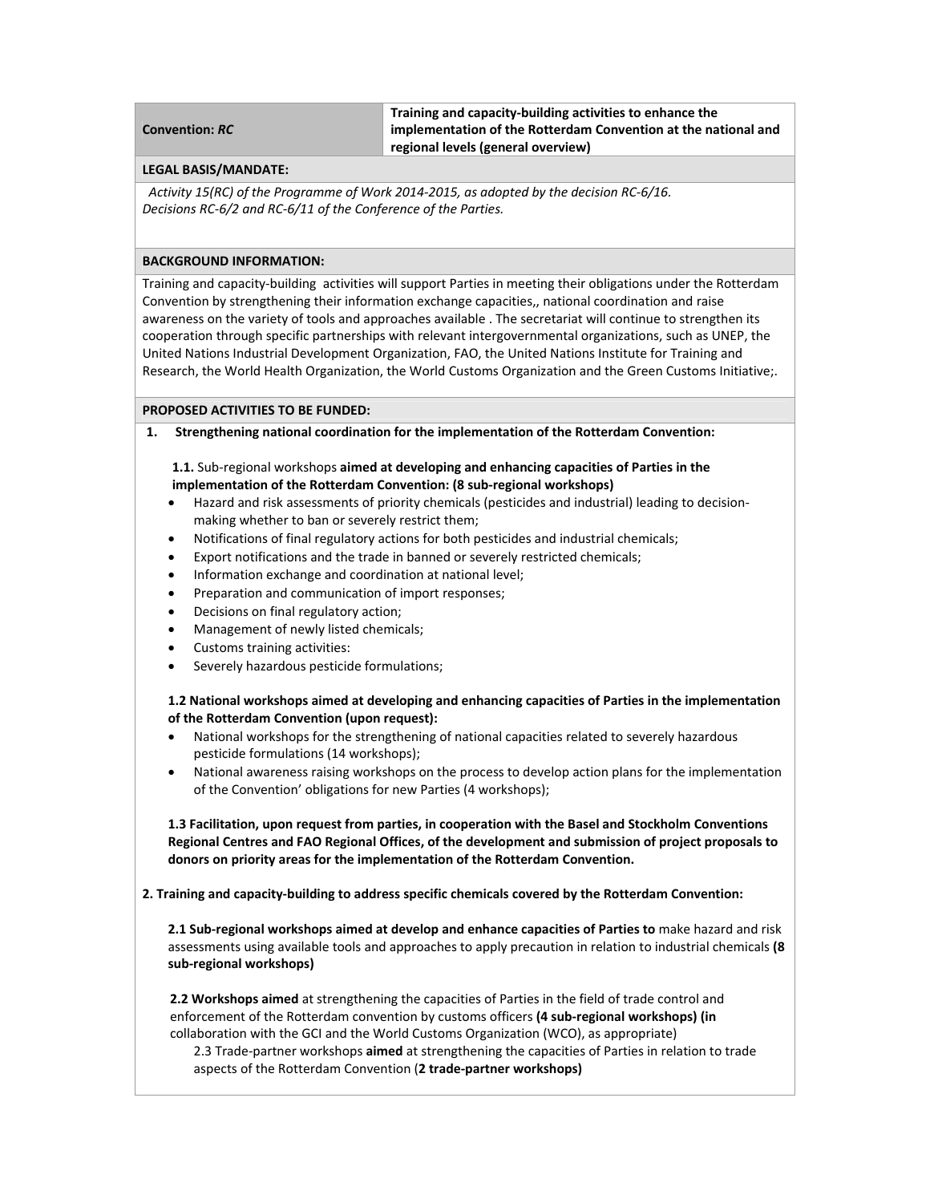| **Convention:** ***RC*** | **Training and capacity-building activities to enhance the implementation of the Rotterdam Convention at the national and regional levels (general overview)** |
|---|---|

**LEGAL BASIS/MANDATE:**

*Activity 15(RC) of the Programme of Work 2014-2015, as adopted by the decision RC-6/16.*
*Decisions RC-6/2 and RC-6/11 of the Conference of the Parties.*

**BACKGROUND INFORMATION:**

Training and capacity-building activities will support Parties in meeting their obligations under the Rotterdam Convention by strengthening their information exchange capacities,, national coordination and raise awareness on the variety of tools and approaches available . The secretariat will continue to strengthen its cooperation through specific partnerships with relevant intergovernmental organizations, such as UNEP, the United Nations Industrial Development Organization, FAO, the United Nations Institute for Training and Research, the World Health Organization, the World Customs Organization and the Green Customs Initiative;.

**PROPOSED ACTIVITIES TO BE FUNDED:**

**1. Strengthening national coordination for the implementation of the Rotterdam Convention:**

**1.1.** Sub-regional workshops **aimed at developing and enhancing capacities of Parties in the implementation of the Rotterdam Convention: (8 sub-regional workshops)**

- Hazard and risk assessments of priority chemicals (pesticides and industrial) leading to decision-making whether to ban or severely restrict them;
- Notifications of final regulatory actions for both pesticides and industrial chemicals;
- Export notifications and the trade in banned or severely restricted chemicals;
- Information exchange and coordination at national level;
- Preparation and communication of import responses;
- Decisions on final regulatory action;
- Management of newly listed chemicals;
- Customs training activities:
- Severely hazardous pesticide formulations;

**1.2 National workshops aimed at developing and enhancing capacities of Parties in the implementation of the Rotterdam Convention (upon request):**

- National workshops for the strengthening of national capacities related to severely hazardous pesticide formulations (14 workshops);
- National awareness raising workshops on the process to develop action plans for the implementation of the Convention' obligations for new Parties (4 workshops);

**1.3 Facilitation, upon request from parties, in cooperation with the Basel and Stockholm Conventions Regional Centres and FAO Regional Offices, of the development and submission of project proposals to donors on priority areas for the implementation of the Rotterdam Convention.**

**2. Training and capacity-building to address specific chemicals covered by the Rotterdam Convention:**

**2.1 Sub-regional workshops aimed at develop and enhance capacities of Parties to** make hazard and risk assessments using available tools and approaches to apply precaution in relation to industrial chemicals **(8 sub-regional workshops)**

**2.2 Workshops aimed** at strengthening the capacities of Parties in the field of trade control and enforcement of the Rotterdam convention by customs officers **(4 sub-regional workshops) (in** collaboration with the GCI and the World Customs Organization (WCO), as appropriate)

2.3 Trade-partner workshops **aimed** at strengthening the capacities of Parties in relation to trade aspects of the Rotterdam Convention (**2 trade-partner workshops)**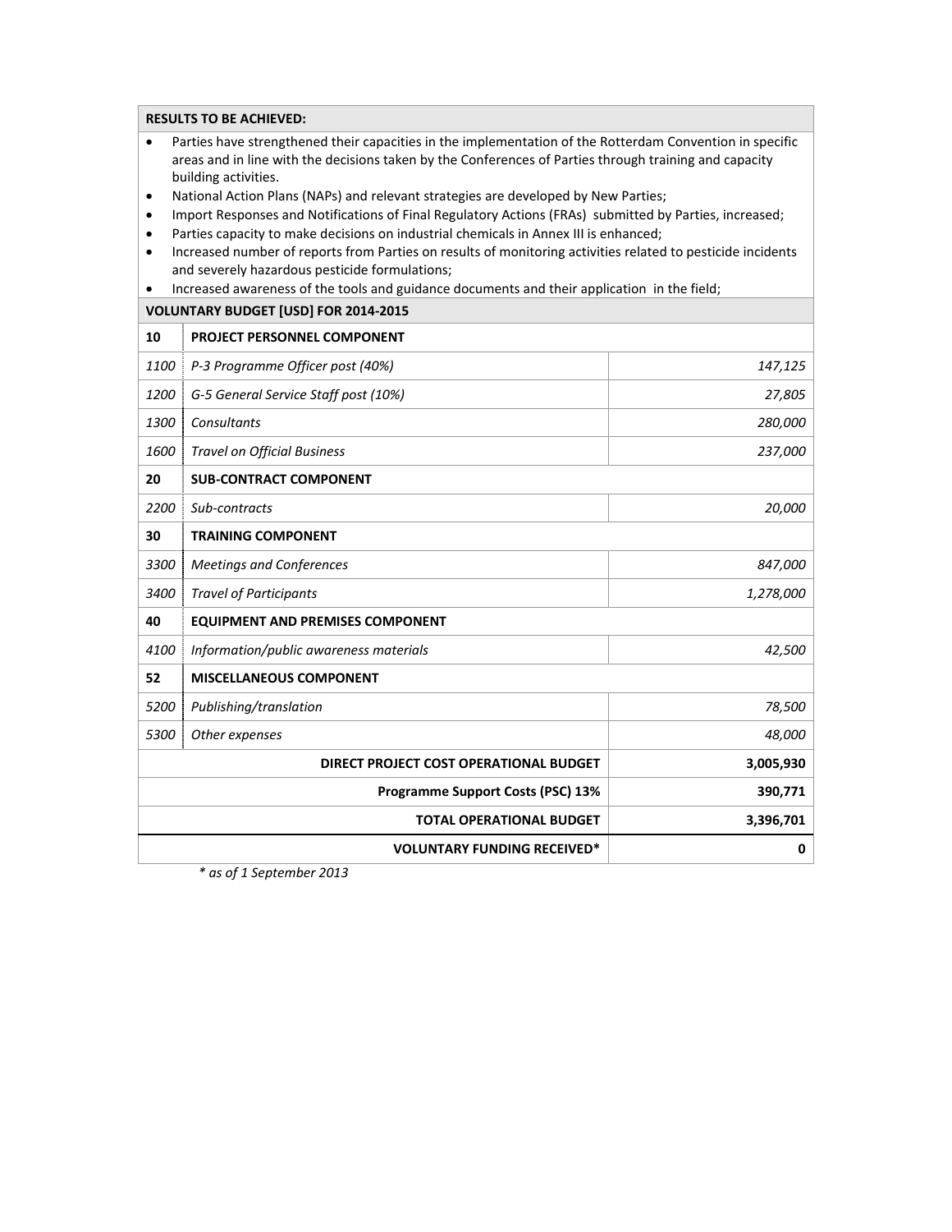**RESULTS TO BE ACHIEVED:**

- Parties have strengthened their capacities in the implementation of the Rotterdam Convention in specific areas and in line with the decisions taken by the Conferences of Parties through training and capacity building activities.
- National Action Plans (NAPs) and relevant strategies are developed by New Parties;
- Import Responses and Notifications of Final Regulatory Actions (FRAs) submitted by Parties, increased;
- Parties capacity to make decisions on industrial chemicals in Annex III is enhanced;
- Increased number of reports from Parties on results of monitoring activities related to pesticide incidents and severely hazardous pesticide formulations;
- Increased awareness of the tools and guidance documents and their application in the field;

**VOLUNTARY BUDGET [USD] FOR 2014-2015**

| | | |
|---|---|---|
| **10** | **PROJECT PERSONNEL COMPONENT** | |
| *1100* | *P-3 Programme Officer post (40%)* | *147,125* |
| *1200* | *G-5 General Service Staff post (10%)* | *27,805* |
| *1300* | *Consultants* | *280,000* |
| *1600* | *Travel on Official Business* | *237,000* |
| **20** | **SUB-CONTRACT COMPONENT** | |
| *2200* | *Sub-contracts* | *20,000* |
| **30** | **TRAINING COMPONENT** | |
| *3300* | *Meetings and Conferences* | *847,000* |
| *3400* | *Travel of Participants* | *1,278,000* |
| **40** | **EQUIPMENT AND PREMISES COMPONENT** | |
| *4100* | *Information/public awareness materials* | *42,500* |
| **52** | **MISCELLANEOUS COMPONENT** | |
| *5200* | *Publishing/translation* | *78,500* |
| *5300* | *Other expenses* | *48,000* |
| | **DIRECT PROJECT COST OPERATIONAL BUDGET** | **3,005,930** |
| | **Programme Support Costs (PSC) 13%** | **390,771** |
| | **TOTAL OPERATIONAL BUDGET** | **3,396,701** |
| | **VOLUNTARY FUNDING RECEIVED*** | **0** |

*\* as of 1 September 2013*